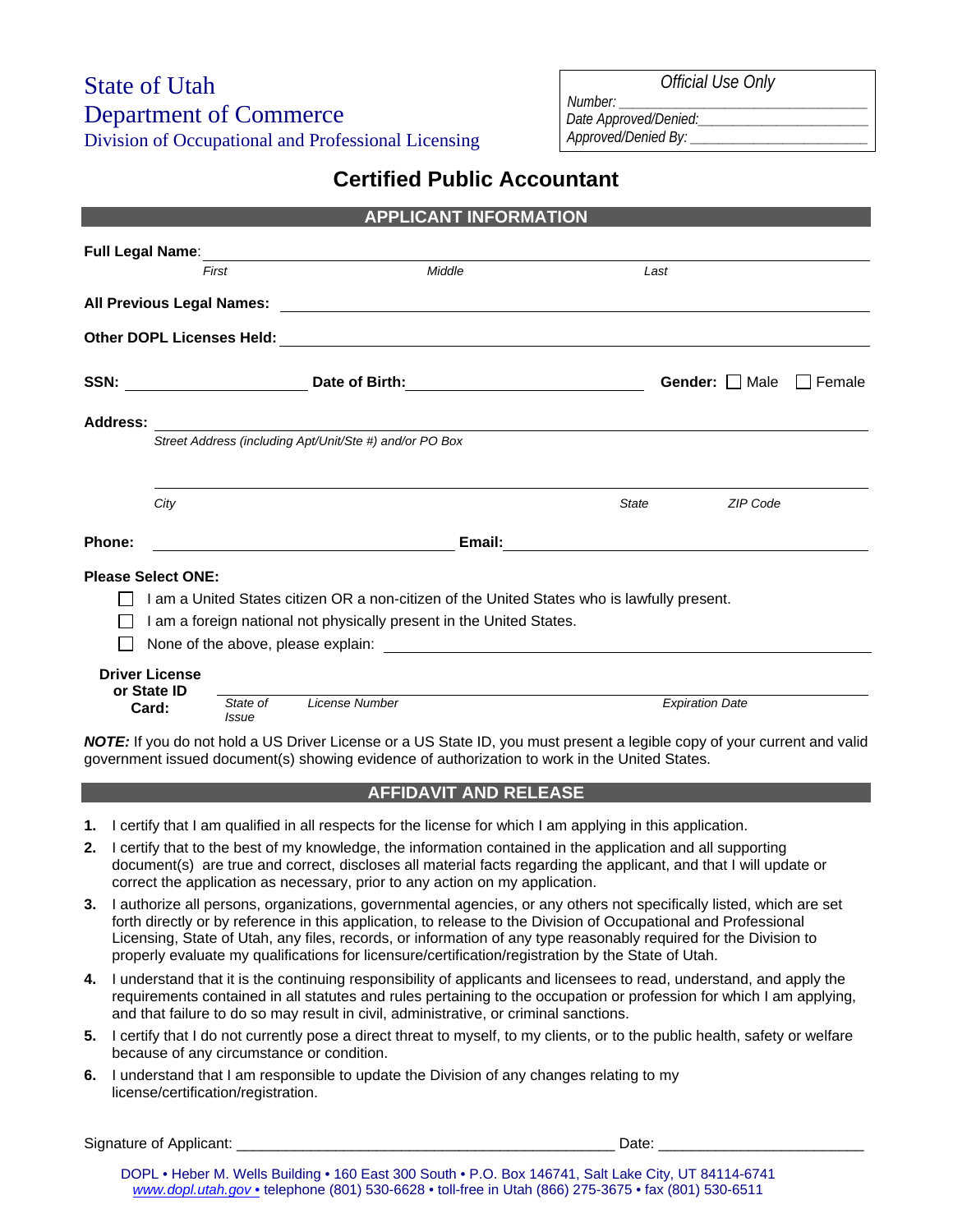State of Utah
Department of Commerce
Division of Occupational and Professional Licensing

*Official Use Only*
*Number:* ______________________________
*Date Approved/Denied:* ______________________
*Approved/Denied By:* ______________________

# Certified Public Accountant

## APPLICANT INFORMATION

**Full Legal Name**: ____________________________________________________________
*First* *Middle* *Last*

**All Previous Legal Names:** ____________________________________________________

**Other DOPL Licenses Held:** ___________________________________________________

**SSN:** ____________________ **Date of Birth:** ____________________ **Gender:** ☐ Male ☐ Female

**Address:** ________________________________________________________________
*Street Address (including Apt/Unit/Ste #) and/or PO Box*

________________________________________________________________
*City* *State* *ZIP Code*

**Phone:** ____________________ **Email:** ____________________

**Please Select ONE:**

☐ I am a United States citizen OR a non-citizen of the United States who is lawfully present.
☐ I am a foreign national not physically present in the United States.
☐ None of the above, please explain: ____________________________________________

**Driver License or State ID Card:** ________________________________________________
*State of Issue* *License Number* *Expiration Date*

***NOTE:*** If you do not hold a US Driver License or a US State ID, you must present a legible copy of your current and valid government issued document(s) showing evidence of authorization to work in the United States.

## AFFIDAVIT AND RELEASE

1. I certify that I am qualified in all respects for the license for which I am applying in this application.
2. I certify that to the best of my knowledge, the information contained in the application and all supporting document(s) are true and correct, discloses all material facts regarding the applicant, and that I will update or correct the application as necessary, prior to any action on my application.
3. I authorize all persons, organizations, governmental agencies, or any others not specifically listed, which are set forth directly or by reference in this application, to release to the Division of Occupational and Professional Licensing, State of Utah, any files, records, or information of any type reasonably required for the Division to properly evaluate my qualifications for licensure/certification/registration by the State of Utah.
4. I understand that it is the continuing responsibility of applicants and licensees to read, understand, and apply the requirements contained in all statutes and rules pertaining to the occupation or profession for which I am applying, and that failure to do so may result in civil, administrative, or criminal sanctions.
5. I certify that I do not currently pose a direct threat to myself, to my clients, or to the public health, safety or welfare because of any circumstance or condition.
6. I understand that I am responsible to update the Division of any changes relating to my license/certification/registration.

Signature of Applicant: ______________________________________________ Date: ________________________

DOPL • Heber M. Wells Building • 160 East 300 South • P.O. Box 146741, Salt Lake City, UT 84114-6741
www.dopl.utah.gov • telephone (801) 530-6628 • toll-free in Utah (866) 275-3675 • fax (801) 530-6511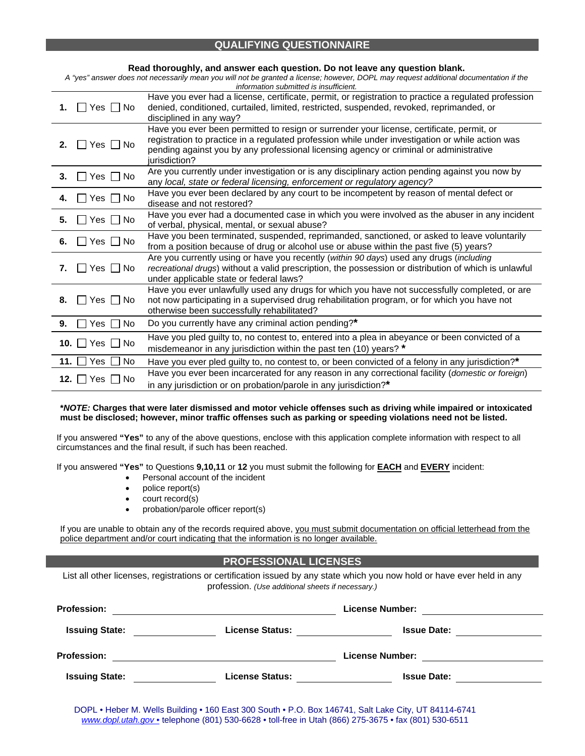## QUALIFYING QUESTIONNAIRE

**Read thoroughly, and answer each question. Do not leave any question blank.**

*A "yes" answer does not necessarily mean you will not be granted a license; however, DOPL may request additional documentation if the information submitted is insufficient.*

| # | Answer | Question |
|---|---|---|
| 1. | ☐ Yes ☐ No | Have you ever had a license, certificate, permit, or registration to practice a regulated profession denied, conditioned, curtailed, limited, restricted, suspended, revoked, reprimanded, or disciplined in any way? |
| 2. | ☐ Yes ☐ No | Have you ever been permitted to resign or surrender your license, certificate, permit, or registration to practice in a regulated profession while under investigation or while action was pending against you by any professional licensing agency or criminal or administrative jurisdiction? |
| 3. | ☐ Yes ☐ No | Are you currently under investigation or is any disciplinary action pending against you now by any *local, state or federal licensing, enforcement or regulatory agency?* |
| 4. | ☐ Yes ☐ No | Have you ever been declared by any court to be incompetent by reason of mental defect or disease and not restored? |
| 5. | ☐ Yes ☐ No | Have you ever had a documented case in which you were involved as the abuser in any incident of verbal, physical, mental, or sexual abuse? |
| 6. | ☐ Yes ☐ No | Have you been terminated, suspended, reprimanded, sanctioned, or asked to leave voluntarily from a position because of drug or alcohol use or abuse within the past five (5) years? |
| 7. | ☐ Yes ☐ No | Are you currently using or have you recently (*within 90 days*) used any drugs (*including recreational drugs*) without a valid prescription, the possession or distribution of which is unlawful under applicable state or federal laws? |
| 8. | ☐ Yes ☐ No | Have you ever unlawfully used any drugs for which you have not successfully completed, or are not now participating in a supervised drug rehabilitation program, or for which you have not otherwise been successfully rehabilitated? |
| 9. | ☐ Yes ☐ No | Do you currently have any criminal action pending?**\*** |
| 10. | ☐ Yes ☐ No | Have you pled guilty to, no contest to, entered into a plea in abeyance or been convicted of a misdemeanor in any jurisdiction within the past ten (10) years? **\*** |
| 11. | ☐ Yes ☐ No | Have you ever pled guilty to, no contest to, or been convicted of a felony in any jurisdiction?**\*** |
| 12. | ☐ Yes ☐ No | Have you ever been incarcerated for any reason in any correctional facility (*domestic or foreign*) in any jurisdiction or on probation/parole in any jurisdiction?**\*** |

***NOTE:* Charges that were later dismissed and motor vehicle offenses such as driving while impaired or intoxicated must be disclosed; however, minor traffic offenses such as parking or speeding violations need not be listed.**

If you answered **"Yes"** to any of the above questions, enclose with this application complete information with respect to all circumstances and the final result, if such has been reached.

If you answered **"Yes"** to Questions **9,10,11** or **12** you must submit the following for **EACH** and **EVERY** incident:

- Personal account of the incident
- police report(s)
- court record(s)
- probation/parole officer report(s)

If you are unable to obtain any of the records required above, you must submit documentation on official letterhead from the police department and/or court indicating that the information is no longer available.

## PROFESSIONAL LICENSES

List all other licenses, registrations or certification issued by any state which you now hold or have ever held in any profession. *(Use additional sheets if necessary.)*

**Profession:** ____________________ **License Number:** ____________________

**Issuing State:** ____________ **License Status:** ____________ **Issue Date:** ____________

**Profession:** ____________________ **License Number:** ____________________

**Issuing State:** ____________ **License Status:** ____________ **Issue Date:** ____________

DOPL • Heber M. Wells Building • 160 East 300 South • P.O. Box 146741, Salt Lake City, UT 84114-6741
*www.dopl.utah.gov* • telephone (801) 530-6628 • toll-free in Utah (866) 275-3675 • fax (801) 530-6511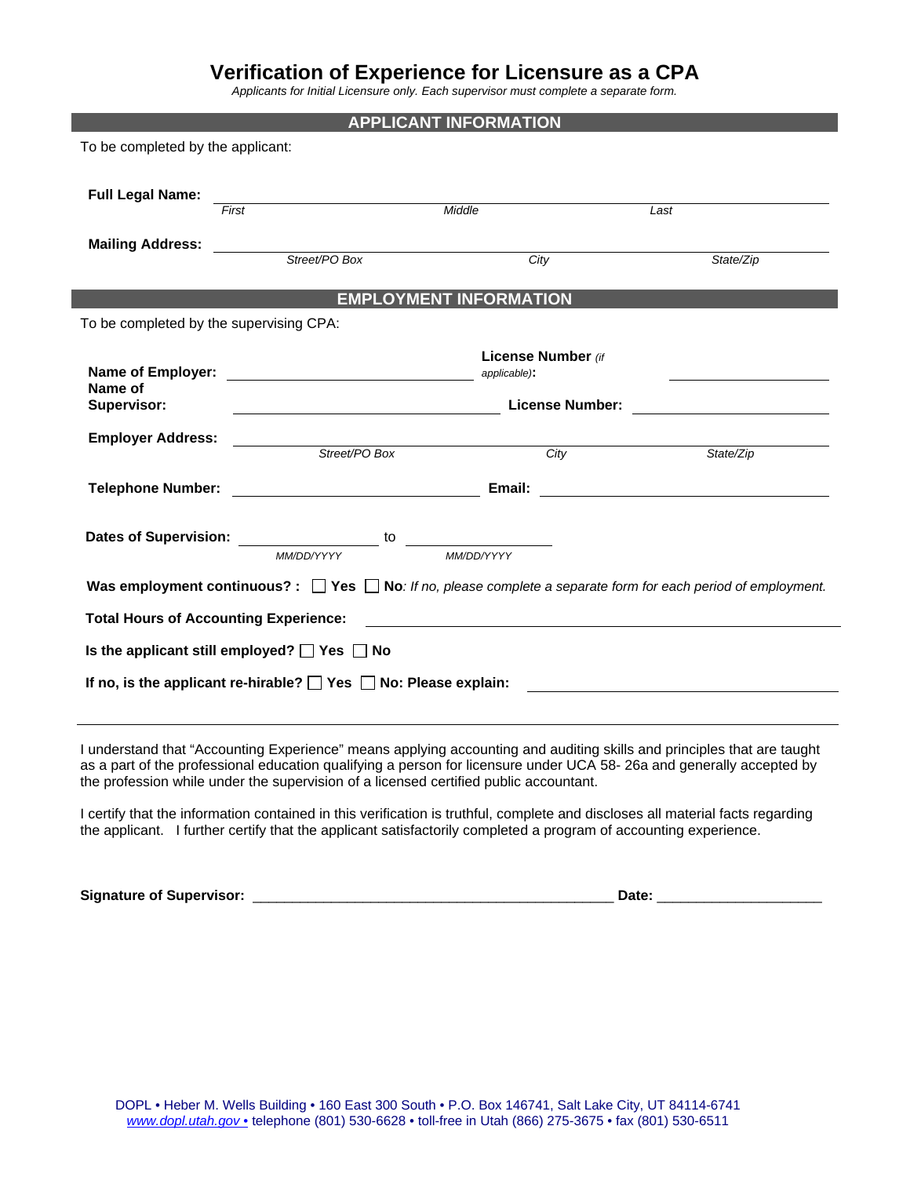# Verification of Experience for Licensure as a CPA

*Applicants for Initial Licensure only. Each supervisor must complete a separate form.*

## APPLICANT INFORMATION

To be completed by the applicant:

**Full Legal Name:** ______________________________________________
*First* *Middle* *Last*

**Mailing Address:** ______________________________________________
*Street/PO Box* *City* *State/Zip*

## EMPLOYMENT INFORMATION

To be completed by the supervising CPA:

**Name of Employer:** ____________________ **License Number** *(if applicable)***:** ____________

**Name of Supervisor:** ____________________ **License Number:** ____________

**Employer Address:** ______________________________________________
*Street/PO Box* *City* *State/Zip*

**Telephone Number:** ____________________ **Email:** ____________________

**Dates of Supervision:** ____________ to ____________
*MM/DD/YYYY* *MM/DD/YYYY*

**Was employment continuous? :** ☐ **Yes** ☐ **No***: If no, please complete a separate form for each period of employment.*

**Total Hours of Accounting Experience:** ____________________

**Is the applicant still employed?** ☐ **Yes** ☐ **No**

**If no, is the applicant re-hirable?** ☐ **Yes** ☐ **No: Please explain:** ____________________

______________________________________________

I understand that "Accounting Experience" means applying accounting and auditing skills and principles that are taught as a part of the professional education qualifying a person for licensure under UCA 58- 26a and generally accepted by the profession while under the supervision of a licensed certified public accountant.

I certify that the information contained in this verification is truthful, complete and discloses all material facts regarding the applicant. I further certify that the applicant satisfactorily completed a program of accounting experience.

**Signature of Supervisor:** ______________________________________________ **Date:** ____________________

DOPL • Heber M. Wells Building • 160 East 300 South • P.O. Box 146741, Salt Lake City, UT 84114-6741
www.dopl.utah.gov • telephone (801) 530-6628 • toll-free in Utah (866) 275-3675 • fax (801) 530-6511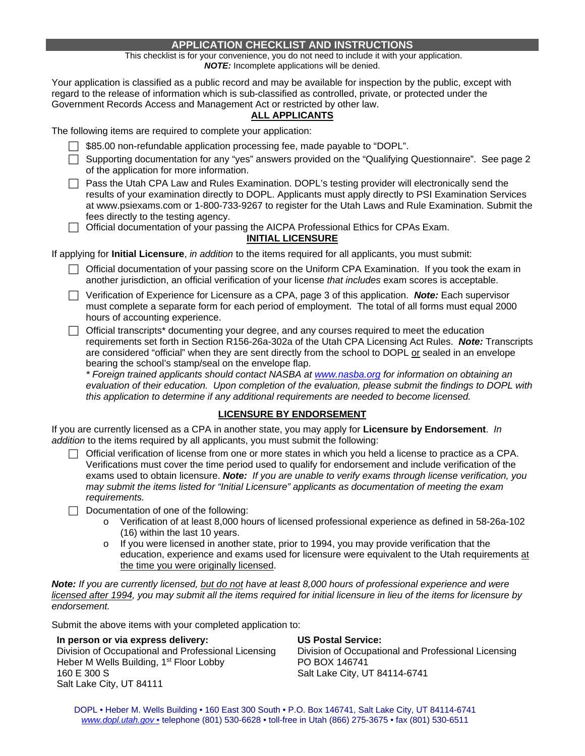## APPLICATION CHECKLIST AND INSTRUCTIONS

This checklist is for your convenience, you do not need to include it with your application.
***NOTE:*** Incomplete applications will be denied.

Your application is classified as a public record and may be available for inspection by the public, except with regard to the release of information which is sub-classified as controlled, private, or protected under the Government Records Access and Management Act or restricted by other law.

### ALL APPLICANTS

The following items are required to complete your application:

- ☐ $85.00 non-refundable application processing fee, made payable to "DOPL".
- ☐ Supporting documentation for any "yes" answers provided on the "Qualifying Questionnaire". See page 2 of the application for more information.
- ☐ Pass the Utah CPA Law and Rules Examination. DOPL's testing provider will electronically send the results of your examination directly to DOPL. Applicants must apply directly to PSI Examination Services at www.psiexams.com or 1-800-733-9267 to register for the Utah Laws and Rule Examination. Submit the fees directly to the testing agency.
- ☐ Official documentation of your passing the AICPA Professional Ethics for CPAs Exam.

### INITIAL LICENSURE

If applying for **Initial Licensure**, *in addition* to the items required for all applicants, you must submit:

- ☐ Official documentation of your passing score on the Uniform CPA Examination. If you took the exam in another jurisdiction, an official verification of your license *that includes* exam scores is acceptable.
- ☐ Verification of Experience for Licensure as a CPA, page 3 of this application. ***Note:*** Each supervisor must complete a separate form for each period of employment. The total of all forms must equal 2000 hours of accounting experience.
- ☐ Official transcripts* documenting your degree, and any courses required to meet the education requirements set forth in Section R156-26a-302a of the Utah CPA Licensing Act Rules. ***Note:*** Transcripts are considered "official" when they are sent directly from the school to DOPL <u>or</u> sealed in an envelope bearing the school's stamp/seal on the envelope flap.
  *\* Foreign trained applicants should contact NASBA at www.nasba.org for information on obtaining an evaluation of their education. Upon completion of the evaluation, please submit the findings to DOPL with this application to determine if any additional requirements are needed to become licensed.*

### LICENSURE BY ENDORSEMENT

If you are currently licensed as a CPA in another state, you may apply for **Licensure by Endorsement**. *In addition* to the items required by all applicants, you must submit the following:

- ☐ Official verification of license from one or more states in which you held a license to practice as a CPA. Verifications must cover the time period used to qualify for endorsement and include verification of the exams used to obtain licensure. ***Note:*** *If you are unable to verify exams through license verification, you may submit the items listed for "Initial Licensure" applicants as documentation of meeting the exam requirements.*
- ☐ Documentation of one of the following:
  - Verification of at least 8,000 hours of licensed professional experience as defined in 58-26a-102 (16) within the last 10 years.
  - If you were licensed in another state, prior to 1994, you may provide verification that the education, experience and exams used for licensure were equivalent to the Utah requirements <u>at the time you were originally licensed</u>.

***Note:*** *If you are currently licensed, <u>but do not</u> have at least 8,000 hours of professional experience and were <u>licensed after 1994</u>, you may submit all the items required for initial licensure in lieu of the items for licensure by endorsement.*

Submit the above items with your completed application to:

**In person or via express delivery:**
Division of Occupational and Professional Licensing
Heber M Wells Building, 1st Floor Lobby
160 E 300 S
Salt Lake City, UT 84111

**US Postal Service:**
Division of Occupational and Professional Licensing
PO BOX 146741
Salt Lake City, UT 84114-6741

DOPL • Heber M. Wells Building • 160 East 300 South • P.O. Box 146741, Salt Lake City, UT 84114-6741
www.dopl.utah.gov • telephone (801) 530-6628 • toll-free in Utah (866) 275-3675 • fax (801) 530-6511